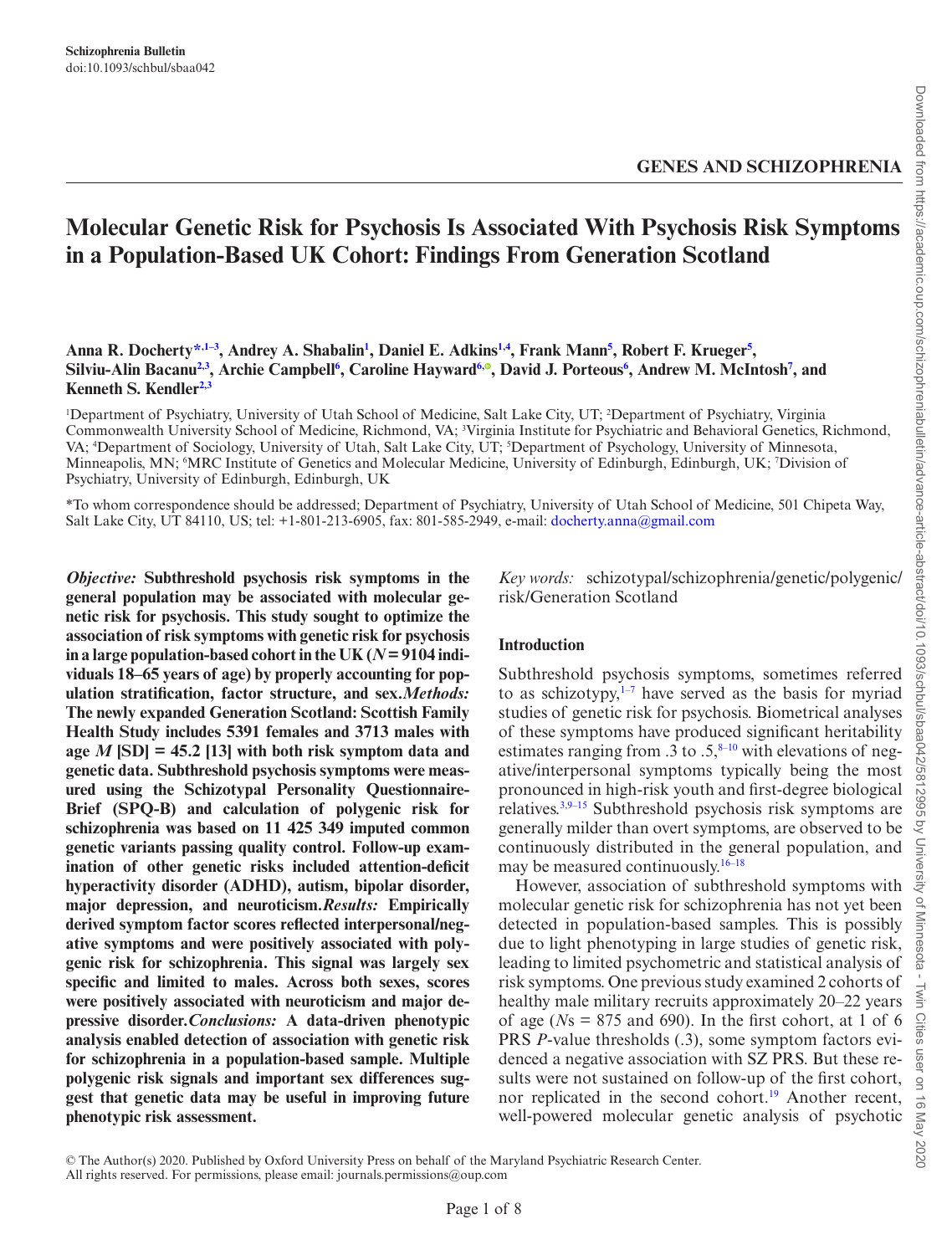Schizophrenia Bulletin
doi:10.1093/schbul/sbaa042

GENES AND SCHIZOPHRENIA

# Molecular Genetic Risk for Psychosis Is Associated With Psychosis Risk Symptoms in a Population-Based UK Cohort: Findings From Generation Scotland

**Anna R. Docherty[*,1–3], Andrey A. Shabalin[1], Daniel E. Adkins[1,4], Frank Mann[5], Robert F. Krueger[5], Silviu-Alin Bacanu[2,3], Archie Campbell[6], Caroline Hayward[6], David J. Porteous[6], Andrew M. McIntosh[7], and Kenneth S. Kendler[2,3]**

[1]Department of Psychiatry, University of Utah School of Medicine, Salt Lake City, UT; [2]Department of Psychiatry, Virginia Commonwealth University School of Medicine, Richmond, VA; [3]Virginia Institute for Psychiatric and Behavioral Genetics, Richmond, VA; [4]Department of Sociology, University of Utah, Salt Lake City, UT; [5]Department of Psychology, University of Minnesota, Minneapolis, MN; [6]MRC Institute of Genetics and Molecular Medicine, University of Edinburgh, Edinburgh, UK; [7]Division of Psychiatry, University of Edinburgh, Edinburgh, UK

*To whom correspondence should be addressed; Department of Psychiatry, University of Utah School of Medicine, 501 Chipeta Way, Salt Lake City, UT 84110, US; tel: +1-801-213-6905, fax: 801-585-2949, e-mail: docherty.anna@gmail.com

***Objective:*** **Subthreshold psychosis risk symptoms in the general population may be associated with molecular genetic risk for psychosis. This study sought to optimize the association of risk symptoms with genetic risk for psychosis in a large population-based cohort in the UK ($N = 9104$ individuals 18–65 years of age) by properly accounting for population stratification, factor structure, and sex.** ***Methods:*** **The newly expanded Generation Scotland: Scottish Family Health Study includes 5391 females and 3713 males with age $M$ [SD] = 45.2 [13] with both risk symptom data and genetic data. Subthreshold psychosis symptoms were measured using the Schizotypal Personality Questionnaire-Brief (SPQ-B) and calculation of polygenic risk for schizophrenia was based on 11 425 349 imputed common genetic variants passing quality control. Follow-up examination of other genetic risks included attention-deficit hyperactivity disorder (ADHD), autism, bipolar disorder, major depression, and neuroticism.** ***Results:*** **Empirically derived symptom factor scores reflected interpersonal/negative symptoms and were positively associated with polygenic risk for schizophrenia. This signal was largely sex specific and limited to males. Across both sexes, scores were positively associated with neuroticism and major depressive disorder.** ***Conclusions:*** **A data-driven phenotypic analysis enabled detection of association with genetic risk for schizophrenia in a population-based sample. Multiple polygenic risk signals and important sex differences suggest that genetic data may be useful in improving future phenotypic risk assessment.**

*Key words:* schizotypal/schizophrenia/genetic/polygenic/risk/Generation Scotland

## Introduction

Subthreshold psychosis symptoms, sometimes referred to as schizotypy,[1–7] have served as the basis for myriad studies of genetic risk for psychosis. Biometrical analyses of these symptoms have produced significant heritability estimates ranging from .3 to .5,[8–10] with elevations of negative/interpersonal symptoms typically being the most pronounced in high-risk youth and first-degree biological relatives.[3,9–15] Subthreshold psychosis risk symptoms are generally milder than overt symptoms, are observed to be continuously distributed in the general population, and may be measured continuously.[16–18]

However, association of subthreshold symptoms with molecular genetic risk for schizophrenia has not yet been detected in population-based samples. This is possibly due to light phenotyping in large studies of genetic risk, leading to limited psychometric and statistical analysis of risk symptoms. One previous study examined 2 cohorts of healthy male military recruits approximately 20–22 years of age ($N$s = 875 and 690). In the first cohort, at 1 of 6 PRS $P$-value thresholds (.3), some symptom factors evidenced a negative association with SZ PRS. But these results were not sustained on follow-up of the first cohort, nor replicated in the second cohort.[19] Another recent, well-powered molecular genetic analysis of psychotic

© The Author(s) 2020. Published by Oxford University Press on behalf of the Maryland Psychiatric Research Center. All rights reserved. For permissions, please email: journals.permissions@oup.com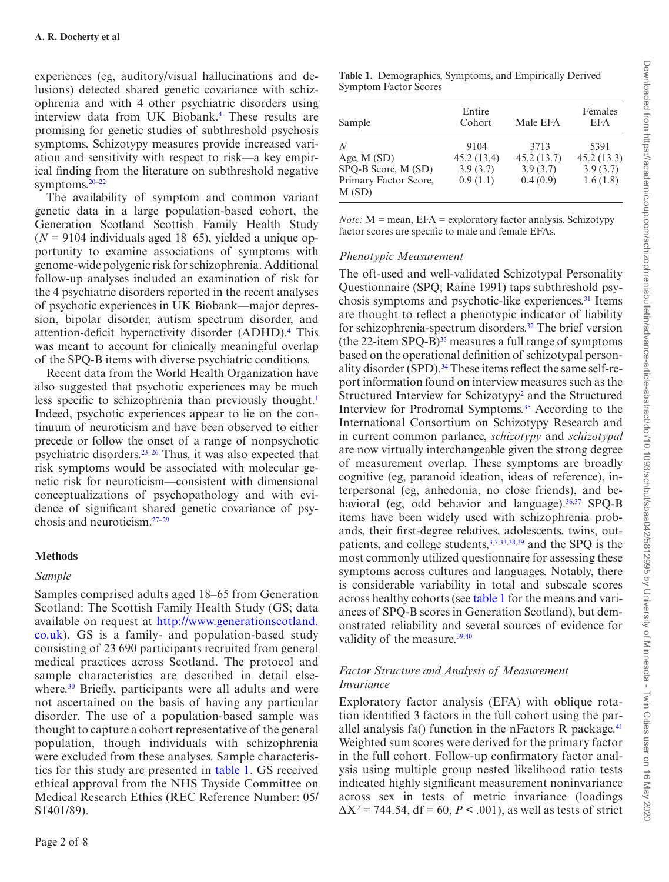experiences (eg, auditory/visual hallucinations and delusions) detected shared genetic covariance with schizophrenia and with 4 other psychiatric disorders using interview data from UK Biobank.[4] These results are promising for genetic studies of subthreshold psychosis symptoms. Schizotypy measures provide increased variation and sensitivity with respect to risk—a key empirical finding from the literature on subthreshold negative symptoms.[20–22]

The availability of symptom and common variant genetic data in a large population-based cohort, the Generation Scotland Scottish Family Health Study ($N$ = 9104 individuals aged 18–65), yielded a unique opportunity to examine associations of symptoms with genome-wide polygenic risk for schizophrenia. Additional follow-up analyses included an examination of risk for the 4 psychiatric disorders reported in the recent analyses of psychotic experiences in UK Biobank—major depression, bipolar disorder, autism spectrum disorder, and attention-deficit hyperactivity disorder (ADHD).[4] This was meant to account for clinically meaningful overlap of the SPQ-B items with diverse psychiatric conditions.

Recent data from the World Health Organization have also suggested that psychotic experiences may be much less specific to schizophrenia than previously thought.[1] Indeed, psychotic experiences appear to lie on the continuum of neuroticism and have been observed to either precede or follow the onset of a range of nonpsychotic psychiatric disorders.[23–26] Thus, it was also expected that risk symptoms would be associated with molecular genetic risk for neuroticism—consistent with dimensional conceptualizations of psychopathology and with evidence of significant shared genetic covariance of psychosis and neuroticism.[27–29]

## Methods

### *Sample*

Samples comprised adults aged 18–65 from Generation Scotland: The Scottish Family Health Study (GS; data available on request at http://www.generationscotland.co.uk). GS is a family- and population-based study consisting of 23 690 participants recruited from general medical practices across Scotland. The protocol and sample characteristics are described in detail elsewhere.[30] Briefly, participants were all adults and were not ascertained on the basis of having any particular disorder. The use of a population-based sample was thought to capture a cohort representative of the general population, though individuals with schizophrenia were excluded from these analyses. Sample characteristics for this study are presented in table 1. GS received ethical approval from the NHS Tayside Committee on Medical Research Ethics (REC Reference Number: 05/S1401/89).

**Table 1.** Demographics, Symptoms, and Empirically Derived Symptom Factor Scores

| Sample | Entire Cohort | Male EFA | Females EFA |
|---|---|---|---|
| $N$ | 9104 | 3713 | 5391 |
| Age, M (SD) | 45.2 (13.4) | 45.2 (13.7) | 45.2 (13.3) |
| SPQ-B Score, M (SD) | 3.9 (3.7) | 3.9 (3.7) | 3.9 (3.7) |
| Primary Factor Score, M (SD) | 0.9 (1.1) | 0.4 (0.9) | 1.6 (1.8) |

*Note:* M = mean, EFA = exploratory factor analysis. Schizotypy factor scores are specific to male and female EFAs.

### *Phenotypic Measurement*

The oft-used and well-validated Schizotypal Personality Questionnaire (SPQ; Raine 1991) taps subthreshold psychosis symptoms and psychotic-like experiences.[31] Items are thought to reflect a phenotypic indicator of liability for schizophrenia-spectrum disorders.[32] The brief version (the 22-item SPQ-B)[33] measures a full range of symptoms based on the operational definition of schizotypal personality disorder (SPD).[34] These items reflect the same self-report information found on interview measures such as the Structured Interview for Schizotypy[2] and the Structured Interview for Prodromal Symptoms.[35] According to the International Consortium on Schizotypy Research and in current common parlance, *schizotypy* and *schizotypal* are now virtually interchangeable given the strong degree of measurement overlap. These symptoms are broadly cognitive (eg, paranoid ideation, ideas of reference), interpersonal (eg, anhedonia, no close friends), and behavioral (eg, odd behavior and language).[36,37] SPQ-B items have been widely used with schizophrenia probands, their first-degree relatives, adolescents, twins, outpatients, and college students,[3,7,33,38,39] and the SPQ is the most commonly utilized questionnaire for assessing these symptoms across cultures and languages. Notably, there is considerable variability in total and subscale scores across healthy cohorts (see table 1 for the means and variances of SPQ-B scores in Generation Scotland), but demonstrated reliability and several sources of evidence for validity of the measure.[39,40]

### *Factor Structure and Analysis of Measurement Invariance*

Exploratory factor analysis (EFA) with oblique rotation identified 3 factors in the full cohort using the parallel analysis fa() function in the nFactors R package.[41] Weighted sum scores were derived for the primary factor in the full cohort. Follow-up confirmatory factor analysis using multiple group nested likelihood ratio tests indicated highly significant measurement noninvariance across sex in tests of metric invariance (loadings $\Delta X^2 = 744.54$, df = 60, $P < .001$), as well as tests of strict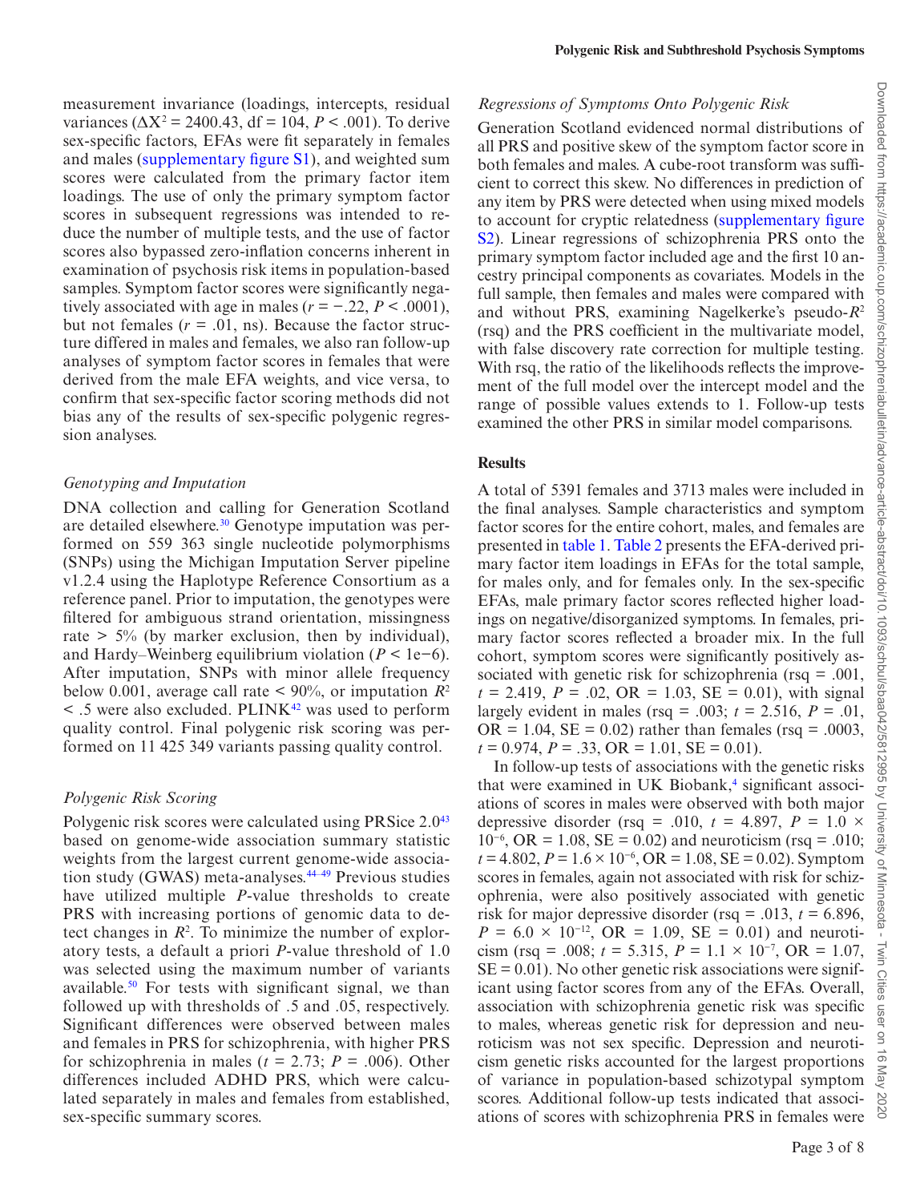measurement invariance (loadings, intercepts, residual variances ($\Delta X^2 = 2400.43$, df = 104, $P < .001$). To derive sex-specific factors, EFAs were fit separately in females and males (supplementary figure S1), and weighted sum scores were calculated from the primary factor item loadings. The use of only the primary symptom factor scores in subsequent regressions was intended to reduce the number of multiple tests, and the use of factor scores also bypassed zero-inflation concerns inherent in examination of psychosis risk items in population-based samples. Symptom factor scores were significantly negatively associated with age in males ($r = -.22$, $P < .0001$), but not females ($r = .01$, ns). Because the factor structure differed in males and females, we also ran follow-up analyses of symptom factor scores in females that were derived from the male EFA weights, and vice versa, to confirm that sex-specific factor scoring methods did not bias any of the results of sex-specific polygenic regression analyses.

### *Genotyping and Imputation*

DNA collection and calling for Generation Scotland are detailed elsewhere.[30] Genotype imputation was performed on 559 363 single nucleotide polymorphisms (SNPs) using the Michigan Imputation Server pipeline v1.2.4 using the Haplotype Reference Consortium as a reference panel. Prior to imputation, the genotypes were filtered for ambiguous strand orientation, missingness rate > 5% (by marker exclusion, then by individual), and Hardy–Weinberg equilibrium violation ($P < 1e{-}6$). After imputation, SNPs with minor allele frequency below 0.001, average call rate < 90%, or imputation $R^2$ < .5 were also excluded. PLINK[42] was used to perform quality control. Final polygenic risk scoring was performed on 11 425 349 variants passing quality control.

### *Polygenic Risk Scoring*

Polygenic risk scores were calculated using PRSice 2.0[43] based on genome-wide association summary statistic weights from the largest current genome-wide association study (GWAS) meta-analyses.[44–49] Previous studies have utilized multiple $P$-value thresholds to create PRS with increasing portions of genomic data to detect changes in $R^2$. To minimize the number of exploratory tests, a default a priori $P$-value threshold of 1.0 was selected using the maximum number of variants available.[50] For tests with significant signal, we than followed up with thresholds of .5 and .05, respectively. Significant differences were observed between males and females in PRS for schizophrenia, with higher PRS for schizophrenia in males ($t = 2.73$; $P = .006$). Other differences included ADHD PRS, which were calculated separately in males and females from established, sex-specific summary scores.

### *Regressions of Symptoms Onto Polygenic Risk*

Generation Scotland evidenced normal distributions of all PRS and positive skew of the symptom factor score in both females and males. A cube-root transform was sufficient to correct this skew. No differences in prediction of any item by PRS were detected when using mixed models to account for cryptic relatedness (supplementary figure S2). Linear regressions of schizophrenia PRS onto the primary symptom factor included age and the first 10 ancestry principal components as covariates. Models in the full sample, then females and males were compared with and without PRS, examining Nagelkerke's pseudo-$R^2$ (rsq) and the PRS coefficient in the multivariate model, with false discovery rate correction for multiple testing. With rsq, the ratio of the likelihoods reflects the improvement of the full model over the intercept model and the range of possible values extends to 1. Follow-up tests examined the other PRS in similar model comparisons.

## Results

A total of 5391 females and 3713 males were included in the final analyses. Sample characteristics and symptom factor scores for the entire cohort, males, and females are presented in table 1. Table 2 presents the EFA-derived primary factor item loadings in EFAs for the total sample, for males only, and for females only. In the sex-specific EFAs, male primary factor scores reflected higher loadings on negative/disorganized symptoms. In females, primary factor scores reflected a broader mix. In the full cohort, symptom scores were significantly positively associated with genetic risk for schizophrenia (rsq = .001, $t = 2.419$, $P = .02$, OR = 1.03, SE = 0.01), with signal largely evident in males (rsq = .003; $t = 2.516$, $P = .01$, OR = 1.04, SE = 0.02) rather than females (rsq = .0003, $t = 0.974$, $P = .33$, OR = 1.01, SE = 0.01).

In follow-up tests of associations with the genetic risks that were examined in UK Biobank,[4] significant associations of scores in males were observed with both major depressive disorder (rsq = .010, $t = 4.897$, $P = 1.0 \times 10^{-6}$, OR = 1.08, SE = 0.02) and neuroticism (rsq = .010; $t = 4.802$, $P = 1.6 \times 10^{-6}$, OR = 1.08, SE = 0.02). Symptom scores in females, again not associated with risk for schizophrenia, were also positively associated with genetic risk for major depressive disorder (rsq = .013, $t = 6.896$, $P = 6.0 \times 10^{-12}$, OR = 1.09, SE = 0.01) and neuroticism (rsq = .008; $t = 5.315$, $P = 1.1 \times 10^{-7}$, OR = 1.07, SE = 0.01). No other genetic risk associations were significant using factor scores from any of the EFAs. Overall, association with schizophrenia genetic risk was specific to males, whereas genetic risk for depression and neuroticism was not sex specific. Depression and neuroticism genetic risks accounted for the largest proportions of variance in population-based schizotypal symptom scores. Additional follow-up tests indicated that associations of scores with schizophrenia PRS in females were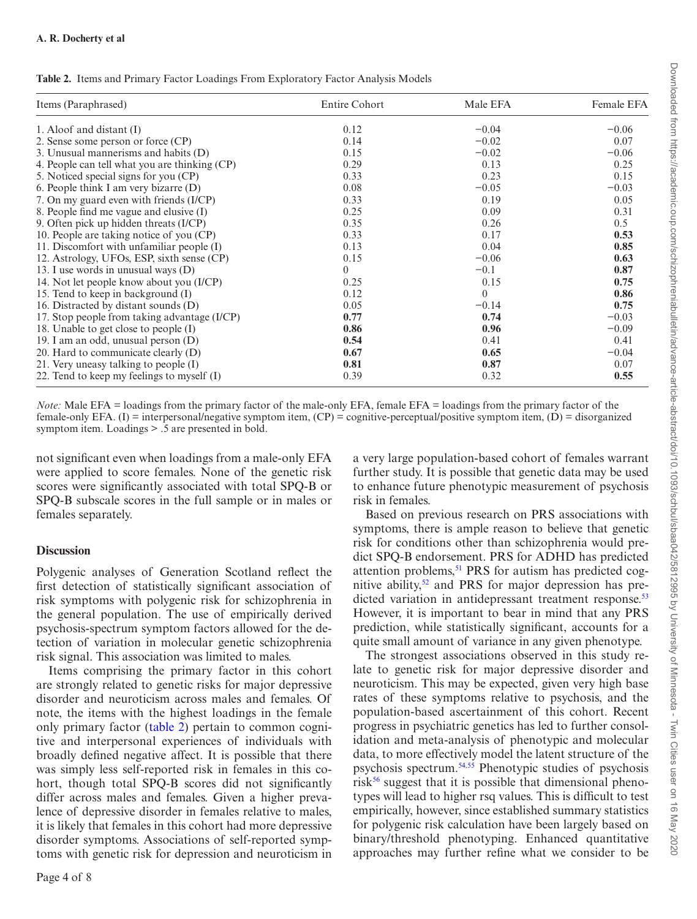**Table 2.** Items and Primary Factor Loadings From Exploratory Factor Analysis Models

| Items (Paraphrased) | Entire Cohort | Male EFA | Female EFA |
|---|---|---|---|
| 1. Aloof and distant (I) | 0.12 | −0.04 | −0.06 |
| 2. Sense some person or force (CP) | 0.14 | −0.02 | 0.07 |
| 3. Unusual mannerisms and habits (D) | 0.15 | −0.02 | −0.06 |
| 4. People can tell what you are thinking (CP) | 0.29 | 0.13 | 0.25 |
| 5. Noticed special signs for you (CP) | 0.33 | 0.23 | 0.15 |
| 6. People think I am very bizarre (D) | 0.08 | −0.05 | −0.03 |
| 7. On my guard even with friends (I/CP) | 0.33 | 0.19 | 0.05 |
| 8. People find me vague and elusive (I) | 0.25 | 0.09 | 0.31 |
| 9. Often pick up hidden threats (I/CP) | 0.35 | 0.26 | 0.5 |
| 10. People are taking notice of you (CP) | 0.33 | 0.17 | **0.53** |
| 11. Discomfort with unfamiliar people (I) | 0.13 | 0.04 | **0.85** |
| 12. Astrology, UFOs, ESP, sixth sense (CP) | 0.15 | −0.06 | **0.63** |
| 13. I use words in unusual ways (D) | 0 | −0.1 | **0.87** |
| 14. Not let people know about you (I/CP) | 0.25 | 0.15 | **0.75** |
| 15. Tend to keep in background (I) | 0.12 | 0 | **0.86** |
| 16. Distracted by distant sounds (D) | 0.05 | −0.14 | **0.75** |
| 17. Stop people from taking advantage (I/CP) | **0.77** | **0.74** | −0.03 |
| 18. Unable to get close to people (I) | **0.86** | **0.96** | −0.09 |
| 19. I am an odd, unusual person (D) | **0.54** | 0.41 | 0.41 |
| 20. Hard to communicate clearly (D) | **0.67** | **0.65** | −0.04 |
| 21. Very uneasy talking to people (I) | **0.81** | **0.87** | 0.07 |
| 22. Tend to keep my feelings to myself (I) | 0.39 | 0.32 | **0.55** |

*Note:* Male EFA = loadings from the primary factor of the male-only EFA, female EFA = loadings from the primary factor of the female-only EFA. (I) = interpersonal/negative symptom item, (CP) = cognitive-perceptual/positive symptom item, (D) = disorganized symptom item. Loadings > .5 are presented in bold.

not significant even when loadings from a male-only EFA were applied to score females. None of the genetic risk scores were significantly associated with total SPQ-B or SPQ-B subscale scores in the full sample or in males or females separately.

## Discussion

Polygenic analyses of Generation Scotland reflect the first detection of statistically significant association of risk symptoms with polygenic risk for schizophrenia in the general population. The use of empirically derived psychosis-spectrum symptom factors allowed for the detection of variation in molecular genetic schizophrenia risk signal. This association was limited to males.

Items comprising the primary factor in this cohort are strongly related to genetic risks for major depressive disorder and neuroticism across males and females. Of note, the items with the highest loadings in the female only primary factor (table 2) pertain to common cognitive and interpersonal experiences of individuals with broadly defined negative affect. It is possible that there was simply less self-reported risk in females in this cohort, though total SPQ-B scores did not significantly differ across males and females. Given a higher prevalence of depressive disorder in females relative to males, it is likely that females in this cohort had more depressive disorder symptoms. Associations of self-reported symptoms with genetic risk for depression and neuroticism in a very large population-based cohort of females warrant further study. It is possible that genetic data may be used to enhance future phenotypic measurement of psychosis risk in females.

Based on previous research on PRS associations with symptoms, there is ample reason to believe that genetic risk for conditions other than schizophrenia would predict SPQ-B endorsement. PRS for ADHD has predicted attention problems,[51] PRS for autism has predicted cognitive ability,[52] and PRS for major depression has predicted variation in antidepressant treatment response.[53] However, it is important to bear in mind that any PRS prediction, while statistically significant, accounts for a quite small amount of variance in any given phenotype.

The strongest associations observed in this study relate to genetic risk for major depressive disorder and neuroticism. This may be expected, given very high base rates of these symptoms relative to psychosis, and the population-based ascertainment of this cohort. Recent progress in psychiatric genetics has led to further consolidation and meta-analysis of phenotypic and molecular data, to more effectively model the latent structure of the psychosis spectrum.[54,55] Phenotypic studies of psychosis risk[56] suggest that it is possible that dimensional phenotypes will lead to higher rsq values. This is difficult to test empirically, however, since established summary statistics for polygenic risk calculation have been largely based on binary/threshold phenotyping. Enhanced quantitative approaches may further refine what we consider to be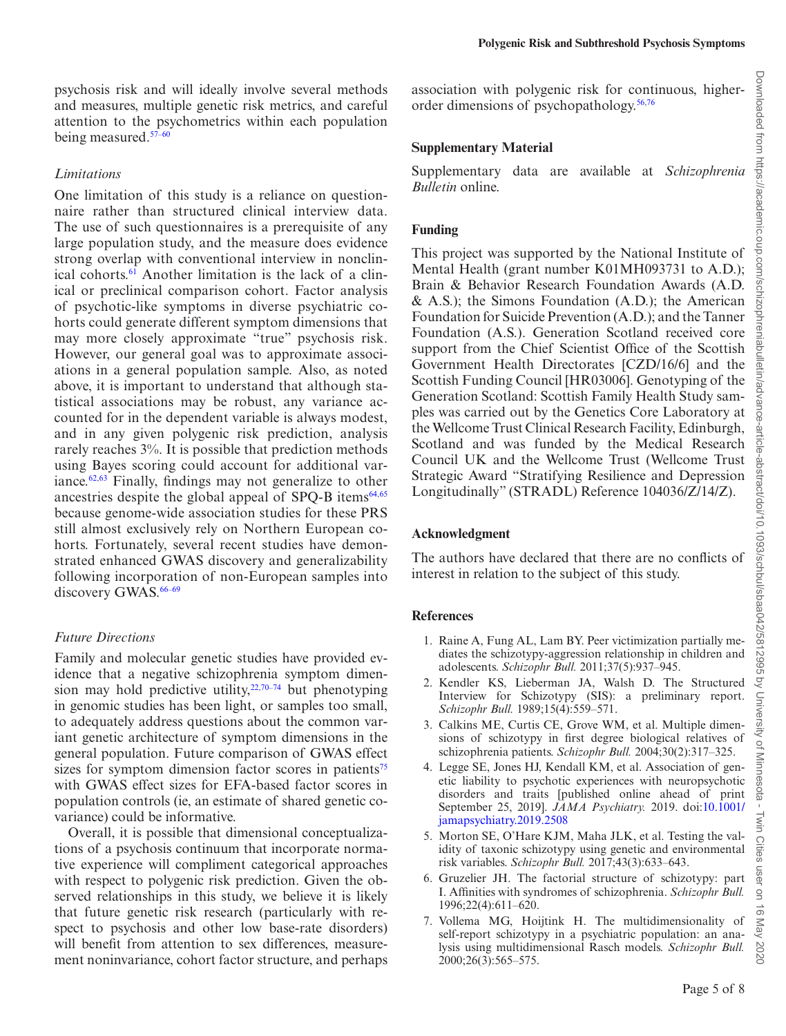psychosis risk and will ideally involve several methods and measures, multiple genetic risk metrics, and careful attention to the psychometrics within each population being measured.[57–60]

### *Limitations*

One limitation of this study is a reliance on questionnaire rather than structured clinical interview data. The use of such questionnaires is a prerequisite of any large population study, and the measure does evidence strong overlap with conventional interview in nonclinical cohorts.[61] Another limitation is the lack of a clinical or preclinical comparison cohort. Factor analysis of psychotic-like symptoms in diverse psychiatric cohorts could generate different symptom dimensions that may more closely approximate "true" psychosis risk. However, our general goal was to approximate associations in a general population sample. Also, as noted above, it is important to understand that although statistical associations may be robust, any variance accounted for in the dependent variable is always modest, and in any given polygenic risk prediction, analysis rarely reaches 3%. It is possible that prediction methods using Bayes scoring could account for additional variance.[62,63] Finally, findings may not generalize to other ancestries despite the global appeal of SPQ-B items[64,65] because genome-wide association studies for these PRS still almost exclusively rely on Northern European cohorts. Fortunately, several recent studies have demonstrated enhanced GWAS discovery and generalizability following incorporation of non-European samples into discovery GWAS.[66–69]

### *Future Directions*

Family and molecular genetic studies have provided evidence that a negative schizophrenia symptom dimension may hold predictive utility,[22,70–74] but phenotyping in genomic studies has been light, or samples too small, to adequately address questions about the common variant genetic architecture of symptom dimensions in the general population. Future comparison of GWAS effect sizes for symptom dimension factor scores in patients[75] with GWAS effect sizes for EFA-based factor scores in population controls (ie, an estimate of shared genetic covariance) could be informative.

Overall, it is possible that dimensional conceptualizations of a psychosis continuum that incorporate normative experience will compliment categorical approaches with respect to polygenic risk prediction. Given the observed relationships in this study, we believe it is likely that future genetic risk research (particularly with respect to psychosis and other low base-rate disorders) will benefit from attention to sex differences, measurement noninvariance, cohort factor structure, and perhaps association with polygenic risk for continuous, higher-order dimensions of psychopathology.[56,76]

## Supplementary Material

Supplementary data are available at *Schizophrenia Bulletin* online.

## Funding

This project was supported by the National Institute of Mental Health (grant number K01MH093731 to A.D.); Brain & Behavior Research Foundation Awards (A.D. & A.S.); the Simons Foundation (A.D.); the American Foundation for Suicide Prevention (A.D.); and the Tanner Foundation (A.S.). Generation Scotland received core support from the Chief Scientist Office of the Scottish Government Health Directorates [CZD/16/6] and the Scottish Funding Council [HR03006]. Genotyping of the Generation Scotland: Scottish Family Health Study samples was carried out by the Genetics Core Laboratory at the Wellcome Trust Clinical Research Facility, Edinburgh, Scotland and was funded by the Medical Research Council UK and the Wellcome Trust (Wellcome Trust Strategic Award "Stratifying Resilience and Depression Longitudinally" (STRADL) Reference 104036/Z/14/Z).

## Acknowledgment

The authors have declared that there are no conflicts of interest in relation to the subject of this study.

## References

1. Raine A, Fung AL, Lam BY. Peer victimization partially mediates the schizotypy-aggression relationship in children and adolescents. *Schizophr Bull.* 2011;37(5):937–945.
2. Kendler KS, Lieberman JA, Walsh D. The Structured Interview for Schizotypy (SIS): a preliminary report. *Schizophr Bull.* 1989;15(4):559–571.
3. Calkins ME, Curtis CE, Grove WM, et al. Multiple dimensions of schizotypy in first degree biological relatives of schizophrenia patients. *Schizophr Bull.* 2004;30(2):317–325.
4. Legge SE, Jones HJ, Kendall KM, et al. Association of genetic liability to psychotic experiences with neuropsychotic disorders and traits [published online ahead of print September 25, 2019]. *JAMA Psychiatry.* 2019. doi:10.1001/jamapsychiatry.2019.2508
5. Morton SE, O'Hare KJM, Maha JLK, et al. Testing the validity of taxonic schizotypy using genetic and environmental risk variables. *Schizophr Bull.* 2017;43(3):633–643.
6. Gruzelier JH. The factorial structure of schizotypy: part I. Affinities with syndromes of schizophrenia. *Schizophr Bull.* 1996;22(4):611–620.
7. Vollema MG, Hoijtink H. The multidimensionality of self-report schizotypy in a psychiatric population: an analysis using multidimensional Rasch models. *Schizophr Bull.* 2000;26(3):565–575.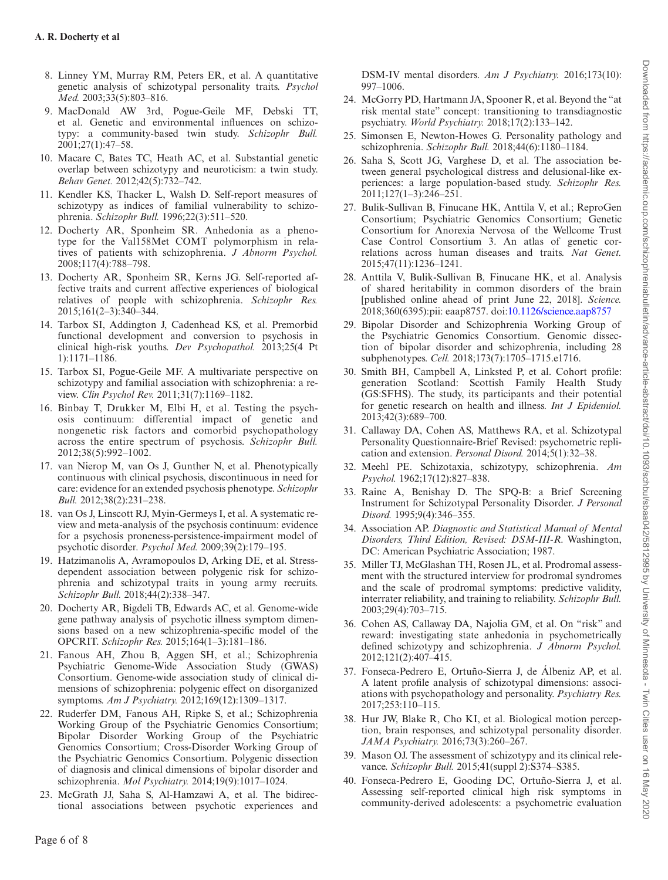8. Linney YM, Murray RM, Peters ER, et al. A quantitative genetic analysis of schizotypal personality traits. *Psychol Med.* 2003;33(5):803–816.
9. MacDonald AW 3rd, Pogue-Geile MF, Debski TT, et al. Genetic and environmental influences on schizotypy: a community-based twin study. *Schizophr Bull.* 2001;27(1):47–58.
10. Macare C, Bates TC, Heath AC, et al. Substantial genetic overlap between schizotypy and neuroticism: a twin study. *Behav Genet.* 2012;42(5):732–742.
11. Kendler KS, Thacker L, Walsh D. Self-report measures of schizotypy as indices of familial vulnerability to schizophrenia. *Schizophr Bull.* 1996;22(3):511–520.
12. Docherty AR, Sponheim SR. Anhedonia as a phenotype for the Val158Met COMT polymorphism in relatives of patients with schizophrenia. *J Abnorm Psychol.* 2008;117(4):788–798.
13. Docherty AR, Sponheim SR, Kerns JG. Self-reported affective traits and current affective experiences of biological relatives of people with schizophrenia. *Schizophr Res.* 2015;161(2–3):340–344.
14. Tarbox SI, Addington J, Cadenhead KS, et al. Premorbid functional development and conversion to psychosis in clinical high-risk youths. *Dev Psychopathol.* 2013;25(4 Pt 1):1171–1186.
15. Tarbox SI, Pogue-Geile MF. A multivariate perspective on schizotypy and familial association with schizophrenia: a review. *Clin Psychol Rev.* 2011;31(7):1169–1182.
16. Binbay T, Drukker M, Elbi H, et al. Testing the psychosis continuum: differential impact of genetic and nongenetic risk factors and comorbid psychopathology across the entire spectrum of psychosis. *Schizophr Bull.* 2012;38(5):992–1002.
17. van Nierop M, van Os J, Gunther N, et al. Phenotypically continuous with clinical psychosis, discontinuous in need for care: evidence for an extended psychosis phenotype. *Schizophr Bull.* 2012;38(2):231–238.
18. van Os J, Linscott RJ, Myin-Germeys I, et al. A systematic review and meta-analysis of the psychosis continuum: evidence for a psychosis proneness-persistence-impairment model of psychotic disorder. *Psychol Med.* 2009;39(2):179–195.
19. Hatzimanolis A, Avramopoulos D, Arking DE, et al. Stress-dependent association between polygenic risk for schizophrenia and schizotypal traits in young army recruits. *Schizophr Bull.* 2018;44(2):338–347.
20. Docherty AR, Bigdeli TB, Edwards AC, et al. Genome-wide gene pathway analysis of psychotic illness symptom dimensions based on a new schizophrenia-specific model of the OPCRIT. *Schizophr Res.* 2015;164(1–3):181–186.
21. Fanous AH, Zhou B, Aggen SH, et al.; Schizophrenia Psychiatric Genome-Wide Association Study (GWAS) Consortium. Genome-wide association study of clinical dimensions of schizophrenia: polygenic effect on disorganized symptoms. *Am J Psychiatry.* 2012;169(12):1309–1317.
22. Ruderfer DM, Fanous AH, Ripke S, et al.; Schizophrenia Working Group of the Psychiatric Genomics Consortium; Bipolar Disorder Working Group of the Psychiatric Genomics Consortium; Cross-Disorder Working Group of the Psychiatric Genomics Consortium. Polygenic dissection of diagnosis and clinical dimensions of bipolar disorder and schizophrenia. *Mol Psychiatry.* 2014;19(9):1017–1024.
23. McGrath JJ, Saha S, Al-Hamzawi A, et al. The bidirectional associations between psychotic experiences and DSM-IV mental disorders. *Am J Psychiatry.* 2016;173(10):997–1006.
24. McGorry PD, Hartmann JA, Spooner R, et al. Beyond the "at risk mental state" concept: transitioning to transdiagnostic psychiatry. *World Psychiatry.* 2018;17(2):133–142.
25. Simonsen E, Newton-Howes G. Personality pathology and schizophrenia. *Schizophr Bull.* 2018;44(6):1180–1184.
26. Saha S, Scott JG, Varghese D, et al. The association between general psychological distress and delusional-like experiences: a large population-based study. *Schizophr Res.* 2011;127(1–3):246–251.
27. Bulik-Sullivan B, Finucane HK, Anttila V, et al.; ReproGen Consortium; Psychiatric Genomics Consortium; Genetic Consortium for Anorexia Nervosa of the Wellcome Trust Case Control Consortium 3. An atlas of genetic correlations across human diseases and traits. *Nat Genet.* 2015;47(11):1236–1241.
28. Anttila V, Bulik-Sullivan B, Finucane HK, et al. Analysis of shared heritability in common disorders of the brain [published online ahead of print June 22, 2018]. *Science.* 2018;360(6395):pii: eaap8757. doi:10.1126/science.aap8757
29. Bipolar Disorder and Schizophrenia Working Group of the Psychiatric Genomics Consortium. Genomic dissection of bipolar disorder and schizophrenia, including 28 subphenotypes. *Cell.* 2018;173(7):1705–1715.e1716.
30. Smith BH, Campbell A, Linksted P, et al. Cohort profile: generation Scotland: Scottish Family Health Study (GS:SFHS). The study, its participants and their potential for genetic research on health and illness. *Int J Epidemiol.* 2013;42(3):689–700.
31. Callaway DA, Cohen AS, Matthews RA, et al. Schizotypal Personality Questionnaire-Brief Revised: psychometric replication and extension. *Personal Disord.* 2014;5(1):32–38.
32. Meehl PE. Schizotaxia, schizotypy, schizophrenia. *Am Psychol.* 1962;17(12):827–838.
33. Raine A, Benishay D. The SPQ-B: a Brief Screening Instrument for Schizotypal Personality Disorder. *J Personal Disord.* 1995;9(4):346–355.
34. Association AP. *Diagnostic and Statistical Manual of Mental Disorders, Third Edition, Revised: DSM-III-R.* Washington, DC: American Psychiatric Association; 1987.
35. Miller TJ, McGlashan TH, Rosen JL, et al. Prodromal assessment with the structured interview for prodromal syndromes and the scale of prodromal symptoms: predictive validity, interrater reliability, and training to reliability. *Schizophr Bull.* 2003;29(4):703–715.
36. Cohen AS, Callaway DA, Najolia GM, et al. On "risk" and reward: investigating state anhedonia in psychometrically defined schizotypy and schizophrenia. *J Abnorm Psychol.* 2012;121(2):407–415.
37. Fonseca-Pedrero E, Ortuño-Sierra J, de Álbeniz AP, et al. A latent profile analysis of schizotypal dimensions: associations with psychopathology and personality. *Psychiatry Res.* 2017;253:110–115.
38. Hur JW, Blake R, Cho KI, et al. Biological motion perception, brain responses, and schizotypal personality disorder. *JAMA Psychiatry.* 2016;73(3):260–267.
39. Mason OJ. The assessment of schizotypy and its clinical relevance. *Schizophr Bull.* 2015;41(suppl 2):S374–S385.
40. Fonseca-Pedrero E, Gooding DC, Ortuño-Sierra J, et al. Assessing self-reported clinical high risk symptoms in community-derived adolescents: a psychometric evaluation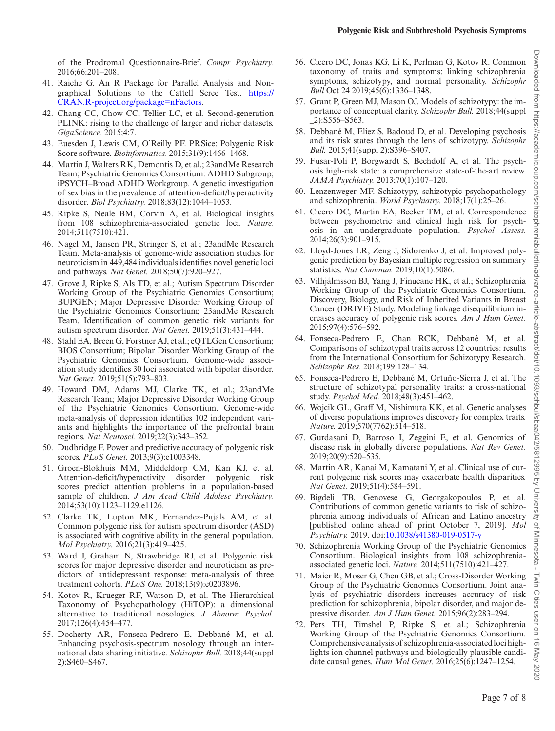of the Prodromal Questionnaire-Brief. *Compr Psychiatry.* 2016;66:201–208.

41. Raiche G. An R Package for Parallel Analysis and Non-graphical Solutions to the Cattell Scree Test. https://CRAN.R-project.org/package=nFactors.
42. Chang CC, Chow CC, Tellier LC, et al. Second-generation PLINK: rising to the challenge of larger and richer datasets. *GigaScience.* 2015;4:7.
43. Euesden J, Lewis CM, O'Reilly PF. PRSice: Polygenic Risk Score software. *Bioinformatics.* 2015;31(9):1466–1468.
44. Martin J, Walters RK, Demontis D, et al.; 23andMe Research Team; Psychiatric Genomics Consortium: ADHD Subgroup; iPSYCH–Broad ADHD Workgroup. A genetic investigation of sex bias in the prevalence of attention-deficit/hyperactivity disorder. *Biol Psychiatry.* 2018;83(12):1044–1053.
45. Ripke S, Neale BM, Corvin A, et al. Biological insights from 108 schizophrenia-associated genetic loci. *Nature.* 2014;511(7510):421.
46. Nagel M, Jansen PR, Stringer S, et al.; 23andMe Research Team. Meta-analysis of genome-wide association studies for neuroticism in 449,484 individuals identifies novel genetic loci and pathways. *Nat Genet.* 2018;50(7):920–927.
47. Grove J, Ripke S, Als TD, et al.; Autism Spectrum Disorder Working Group of the Psychiatric Genomics Consortium; BUPGEN; Major Depressive Disorder Working Group of the Psychiatric Genomics Consortium; 23andMe Research Team. Identification of common genetic risk variants for autism spectrum disorder. *Nat Genet.* 2019;51(3):431–444.
48. Stahl EA, Breen G, Forstner AJ, et al.; eQTLGen Consortium; BIOS Consortium; Bipolar Disorder Working Group of the Psychiatric Genomics Consortium. Genome-wide association study identifies 30 loci associated with bipolar disorder. *Nat Genet.* 2019;51(5):793–803.
49. Howard DM, Adams MJ, Clarke TK, et al.; 23andMe Research Team; Major Depressive Disorder Working Group of the Psychiatric Genomics Consortium. Genome-wide meta-analysis of depression identifies 102 independent variants and highlights the importance of the prefrontal brain regions. *Nat Neurosci.* 2019;22(3):343–352.
50. Dudbridge F. Power and predictive accuracy of polygenic risk scores. *PLoS Genet.* 2013;9(3):e1003348.
51. Groen-Blokhuis MM, Middeldorp CM, Kan KJ, et al. Attention-deficit/hyperactivity disorder polygenic risk scores predict attention problems in a population-based sample of children. *J Am Acad Child Adolesc Psychiatry.* 2014;53(10):1123–1129.e1126.
52. Clarke TK, Lupton MK, Fernandez-Pujals AM, et al. Common polygenic risk for autism spectrum disorder (ASD) is associated with cognitive ability in the general population. *Mol Psychiatry.* 2016;21(3):419–425.
53. Ward J, Graham N, Strawbridge RJ, et al. Polygenic risk scores for major depressive disorder and neuroticism as predictors of antidepressant response: meta-analysis of three treatment cohorts. *PLoS One.* 2018;13(9):e0203896.
54. Kotov R, Krueger RF, Watson D, et al. The Hierarchical Taxonomy of Psychopathology (HiTOP): a dimensional alternative to traditional nosologies. *J Abnorm Psychol.* 2017;126(4):454–477.
55. Docherty AR, Fonseca-Pedrero E, Debbané M, et al. Enhancing psychosis-spectrum nosology through an international data sharing initiative. *Schizophr Bull.* 2018;44(suppl 2):S460–S467.
56. Cicero DC, Jonas KG, Li K, Perlman G, Kotov R. Common taxonomy of traits and symptoms: linking schizophrenia symptoms, schizotypy, and normal personality. *Schizophr Bull* Oct 24 2019;45(6):1336–1348.
57. Grant P, Green MJ, Mason OJ. Models of schizotypy: the importance of conceptual clarity. *Schizophr Bull.* 2018;44(suppl_2):S556–S563.
58. Debbané M, Eliez S, Badoud D, et al. Developing psychosis and its risk states through the lens of schizotypy. *Schizophr Bull.* 2015;41(suppl 2):S396–S407.
59. Fusar-Poli P, Borgwardt S, Bechdolf A, et al. The psychosis high-risk state: a comprehensive state-of-the-art review. *JAMA Psychiatry.* 2013;70(1):107–120.
60. Lenzenweger MF. Schizotypy, schizotypic psychopathology and schizophrenia. *World Psychiatry.* 2018;17(1):25–26.
61. Cicero DC, Martin EA, Becker TM, et al. Correspondence between psychometric and clinical high risk for psychosis in an undergraduate population. *Psychol Assess.* 2014;26(3):901–915.
62. Lloyd-Jones LR, Zeng J, Sidorenko J, et al. Improved polygenic prediction by Bayesian multiple regression on summary statistics. *Nat Commun.* 2019;10(1):5086.
63. Vilhjálmsson BJ, Yang J, Finucane HK, et al.; Schizophrenia Working Group of the Psychiatric Genomics Consortium, Discovery, Biology, and Risk of Inherited Variants in Breast Cancer (DRIVE) Study. Modeling linkage disequilibrium increases accuracy of polygenic risk scores. *Am J Hum Genet.* 2015;97(4):576–592.
64. Fonseca-Pedrero E, Chan RCK, Debbané M, et al. Comparisons of schizotypal traits across 12 countries: results from the International Consortium for Schizotypy Research. *Schizophr Res.* 2018;199:128–134.
65. Fonseca-Pedrero E, Debbané M, Ortuño-Sierra J, et al. The structure of schizotypal personality traits: a cross-national study. *Psychol Med.* 2018;48(3):451–462.
66. Wojcik GL, Graff M, Nishimura KK, et al. Genetic analyses of diverse populations improves discovery for complex traits. *Nature.* 2019;570(7762):514–518.
67. Gurdasani D, Barroso I, Zeggini E, et al. Genomics of disease risk in globally diverse populations. *Nat Rev Genet.* 2019;20(9):520–535.
68. Martin AR, Kanai M, Kamatani Y, et al. Clinical use of current polygenic risk scores may exacerbate health disparities. *Nat Genet.* 2019;51(4):584–591.
69. Bigdeli TB, Genovese G, Georgakopoulos P, et al. Contributions of common genetic variants to risk of schizophrenia among individuals of African and Latino ancestry [published online ahead of print October 7, 2019]. *Mol Psychiatry.* 2019. doi:10.1038/s41380-019-0517-y
70. Schizophrenia Working Group of the Psychiatric Genomics Consortium. Biological insights from 108 schizophrenia-associated genetic loci. *Nature.* 2014;511(7510):421–427.
71. Maier R, Moser G, Chen GB, et al.; Cross-Disorder Working Group of the Psychiatric Genomics Consortium. Joint analysis of psychiatric disorders increases accuracy of risk prediction for schizophrenia, bipolar disorder, and major depressive disorder. *Am J Hum Genet.* 2015;96(2):283–294.
72. Pers TH, Timshel P, Ripke S, et al.; Schizophrenia Working Group of the Psychiatric Genomics Consortium. Comprehensive analysis of schizophrenia-associated loci highlights ion channel pathways and biologically plausible candidate causal genes. *Hum Mol Genet.* 2016;25(6):1247–1254.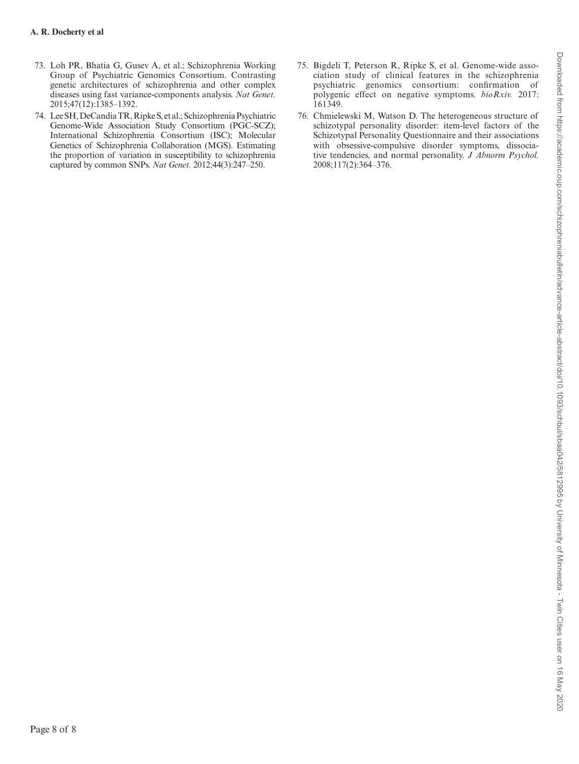73. Loh PR, Bhatia G, Gusev A, et al.; Schizophrenia Working Group of Psychiatric Genomics Consortium. Contrasting genetic architectures of schizophrenia and other complex diseases using fast variance-components analysis. *Nat Genet.* 2015;47(12):1385–1392.
74. Lee SH, DeCandia TR, Ripke S, et al.; Schizophrenia Psychiatric Genome-Wide Association Study Consortium (PGC-SCZ); International Schizophrenia Consortium (ISC); Molecular Genetics of Schizophrenia Collaboration (MGS). Estimating the proportion of variation in susceptibility to schizophrenia captured by common SNPs. *Nat Genet.* 2012;44(3):247–250.
75. Bigdeli T, Peterson R, Ripke S, et al. Genome-wide association study of clinical features in the schizophrenia psychiatric genomics consortium: confirmation of polygenic effect on negative symptoms. *bioRxiv.* 2017: 161349.
76. Chmielewski M, Watson D. The heterogeneous structure of schizotypal personality disorder: item-level factors of the Schizotypal Personality Questionnaire and their associations with obsessive-compulsive disorder symptoms, dissociative tendencies, and normal personality. *J Abnorm Psychol.* 2008;117(2):364–376.